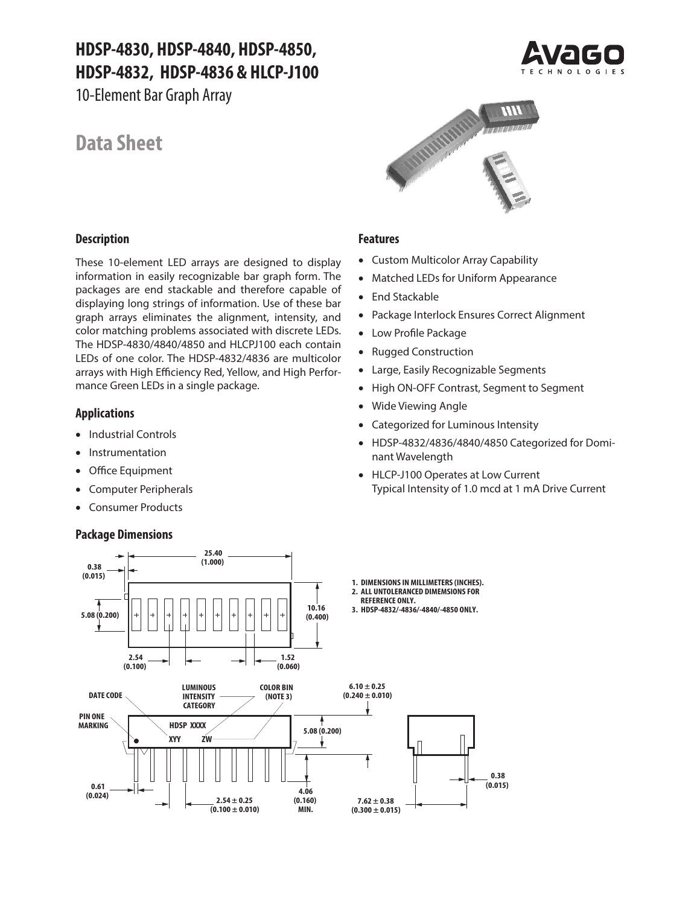# HDSP-4830, HDSP-4840, HDSP-4850, HDSP-4832, HDSP-4836 & HLCP-J100

10-Element Bar Graph Array

# Data Sheet

## Description

These 10-element LED arrays are designed to display information in easily recognizable bar graph form. The packages are end stackable and therefore capable of displaying long strings of information. Use of these bar graph arrays eliminates the alignment, intensity, and color matching problems associated with discrete LEDs. The HDSP-4830/4840/4850 and HLCPJ100 each contain LEDs of one color. The HDSP-4832/4836 are multicolor arrays with High Efficiency Red, Yellow, and High Performance Green LEDs in a single package.

## Applications

- Industrial Controls
- Instrumentation
- Office Equipment
- Computer Peripherals
- Consumer Products

## Features

- Custom Multicolor Array Capability
- Matched LEDs for Uniform Appearance
- End Stackable
- Package Interlock Ensures Correct Alignment
- Low Profile Package
- Rugged Construction
- Large, Easily Recognizable Segments
- High ON-OFF Contrast, Segment to Segment
- Wide Viewing Angle
- Categorized for Luminous Intensity
- HDSP-4832/4836/4840/4850 Categorized for Dominant Wavelength
- HLCP-J100 Operates at Low Current
  Typical Intensity of 1.0 mcd at 1 mA Drive Current

## Package Dimensions

1. DIMENSIONS IN MILLIMETERS (INCHES).
2. ALL UNTOLERANCED DIMEMSIONS FOR REFERENCE ONLY.
3. HDSP-4832/-4836/-4840/-4850 ONLY.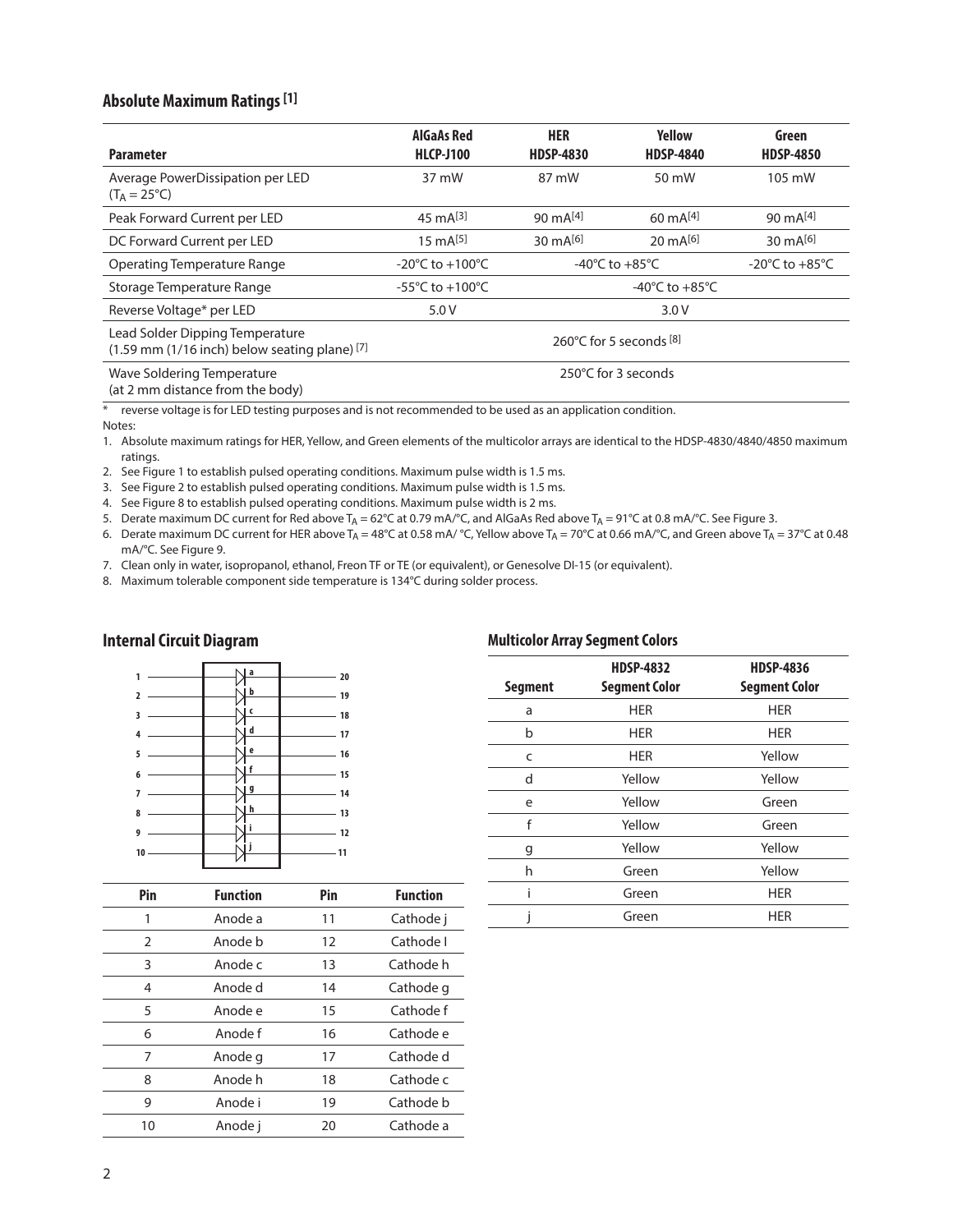## Absolute Maximum Ratings [1]

| Parameter | AlGaAs Red HLCP-J100 | HER HDSP-4830 | Yellow HDSP-4840 | Green HDSP-4850 |
|---|---|---|---|---|
| Average PowerDissipation per LED ($T_A = 25°C$) | 37 mW | 87 mW | 50 mW | 105 mW |
| Peak Forward Current per LED | 45 mA[3] | 90 mA[4] | 60 mA[4] | 90 mA[4] |
| DC Forward Current per LED | 15 mA[5] | 30 mA[6] | 20 mA[6] | 30 mA[6] |
| Operating Temperature Range | -20°C to +100°C | -40°C to +85°C | | -20°C to +85°C |
| Storage Temperature Range | -55°C to +100°C | -40°C to +85°C | | |
| Reverse Voltage* per LED | 5.0 V | 3.0 V | | |
| Lead Solder Dipping Temperature (1.59 mm (1/16 inch) below seating plane) [7] | 260°C for 5 seconds [8] | | | |
| Wave Soldering Temperature (at 2 mm distance from the body) | 250°C for 3 seconds | | | |

\* reverse voltage is for LED testing purposes and is not recommended to be used as an application condition.

Notes:

1. Absolute maximum ratings for HER, Yellow, and Green elements of the multicolor arrays are identical to the HDSP-4830/4840/4850 maximum ratings.
2. See Figure 1 to establish pulsed operating conditions. Maximum pulse width is 1.5 ms.
3. See Figure 2 to establish pulsed operating conditions. Maximum pulse width is 1.5 ms.
4. See Figure 8 to establish pulsed operating conditions. Maximum pulse width is 2 ms.
5. Derate maximum DC current for Red above $T_A = 62°C$ at 0.79 mA/°C, and AlGaAs Red above $T_A = 91°C$ at 0.8 mA/°C. See Figure 3.
6. Derate maximum DC current for HER above $T_A = 48°C$ at 0.58 mA/ °C, Yellow above $T_A = 70°C$ at 0.66 mA/°C, and Green above $T_A = 37°C$ at 0.48 mA/°C. See Figure 9.
7. Clean only in water, isopropanol, ethanol, Freon TF or TE (or equivalent), or Genesolve DI-15 (or equivalent).
8. Maximum tolerable component side temperature is 134°C during solder process.

## Internal Circuit Diagram

| Pin | Function | Pin | Function |
|---|---|---|---|
| 1 | Anode a | 11 | Cathode j |
| 2 | Anode b | 12 | Cathode I |
| 3 | Anode c | 13 | Cathode h |
| 4 | Anode d | 14 | Cathode g |
| 5 | Anode e | 15 | Cathode f |
| 6 | Anode f | 16 | Cathode e |
| 7 | Anode g | 17 | Cathode d |
| 8 | Anode h | 18 | Cathode c |
| 9 | Anode i | 19 | Cathode b |
| 10 | Anode j | 20 | Cathode a |

## Multicolor Array Segment Colors

| Segment | HDSP-4832 Segment Color | HDSP-4836 Segment Color |
|---|---|---|
| a | HER | HER |
| b | HER | HER |
| c | HER | Yellow |
| d | Yellow | Yellow |
| e | Yellow | Green |
| f | Yellow | Green |
| g | Yellow | Yellow |
| h | Green | Yellow |
| i | Green | HER |
| j | Green | HER |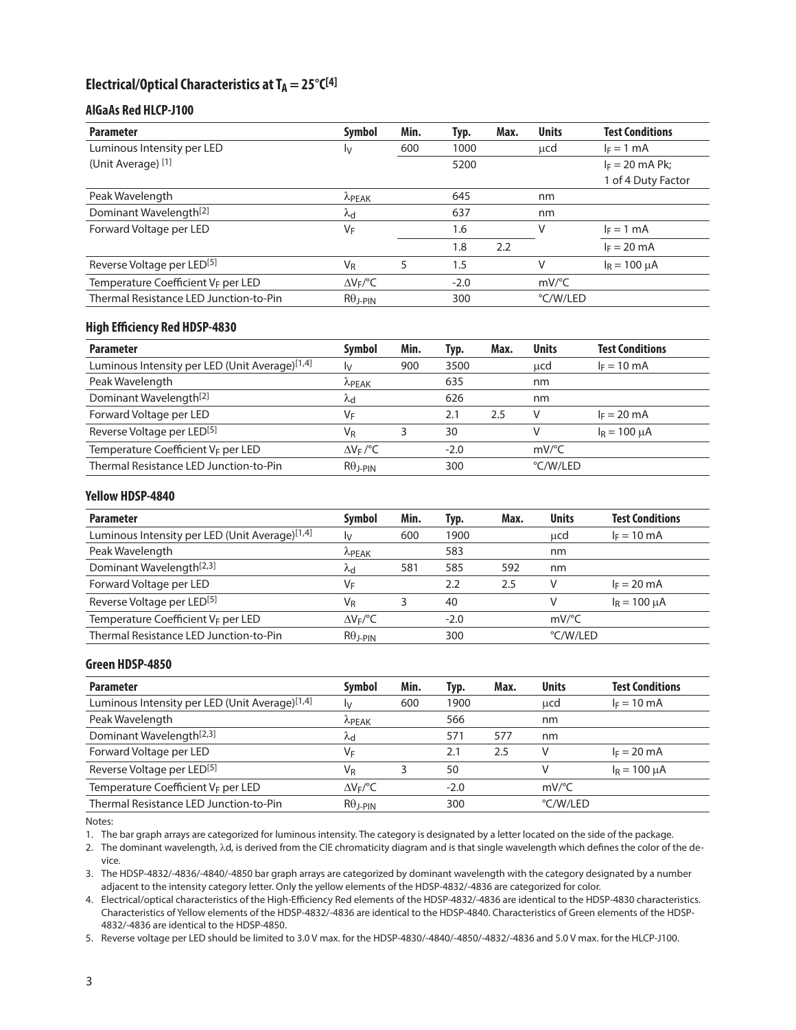## Electrical/Optical Characteristics at $T_A = 25°C$[4]

### AlGaAs Red HLCP-J100

| Parameter | Symbol | Min. | Typ. | Max. | Units | Test Conditions |
|---|---|---|---|---|---|---|
| Luminous Intensity per LED (Unit Average) [1] | $I_V$ | 600 | 1000 | | μcd | $I_F = 1$ mA |
| | | | 5200 | | | $I_F = 20$ mA Pk; 1 of 4 Duty Factor |
| Peak Wavelength | $\lambda_{PEAK}$ | | 645 | | nm | |
| Dominant Wavelength[2] | $\lambda_d$ | | 637 | | nm | |
| Forward Voltage per LED | $V_F$ | | 1.6 | | V | $I_F = 1$ mA |
| | | | 1.8 | 2.2 | | $I_F = 20$ mA |
| Reverse Voltage per LED[5] | $V_R$ | 5 | 1.5 | | V | $I_R = 100$ μA |
| Temperature Coefficient $V_F$ per LED | $\Delta V_F/°C$ | | -2.0 | | mV/°C | |
| Thermal Resistance LED Junction-to-Pin | $R\theta_{J-PIN}$ | | 300 | | °C/W/LED | |

### High Efficiency Red HDSP-4830

| Parameter | Symbol | Min. | Typ. | Max. | Units | Test Conditions |
|---|---|---|---|---|---|---|
| Luminous Intensity per LED (Unit Average)[1,4] | $I_V$ | 900 | 3500 | | μcd | $I_F = 10$ mA |
| Peak Wavelength | $\lambda_{PEAK}$ | | 635 | | nm | |
| Dominant Wavelength[2] | $\lambda_d$ | | 626 | | nm | |
| Forward Voltage per LED | $V_F$ | | 2.1 | 2.5 | V | $I_F = 20$ mA |
| Reverse Voltage per LED[5] | $V_R$ | 3 | 30 | | V | $I_R = 100$ μA |
| Temperature Coefficient $V_F$ per LED | $\Delta V_F/°C$ | | -2.0 | | mV/°C | |
| Thermal Resistance LED Junction-to-Pin | $R\theta_{J-PIN}$ | | 300 | | °C/W/LED | |

### Yellow HDSP-4840

| Parameter | Symbol | Min. | Typ. | Max. | Units | Test Conditions |
|---|---|---|---|---|---|---|
| Luminous Intensity per LED (Unit Average)[1,4] | $I_V$ | 600 | 1900 | | μcd | $I_F = 10$ mA |
| Peak Wavelength | $\lambda_{PEAK}$ | | 583 | | nm | |
| Dominant Wavelength[2,3] | $\lambda_d$ | 581 | 585 | 592 | nm | |
| Forward Voltage per LED | $V_F$ | | 2.2 | 2.5 | V | $I_F = 20$ mA |
| Reverse Voltage per LED[5] | $V_R$ | 3 | 40 | | V | $I_R = 100$ μA |
| Temperature Coefficient $V_F$ per LED | $\Delta V_F/°C$ | | -2.0 | | mV/°C | |
| Thermal Resistance LED Junction-to-Pin | $R\theta_{J-PIN}$ | | 300 | | °C/W/LED | |

### Green HDSP-4850

| Parameter | Symbol | Min. | Typ. | Max. | Units | Test Conditions |
|---|---|---|---|---|---|---|
| Luminous Intensity per LED (Unit Average)[1,4] | $I_V$ | 600 | 1900 | | μcd | $I_F = 10$ mA |
| Peak Wavelength | $\lambda_{PEAK}$ | | 566 | | nm | |
| Dominant Wavelength[2,3] | $\lambda_d$ | | 571 | 577 | nm | |
| Forward Voltage per LED | $V_F$ | | 2.1 | 2.5 | V | $I_F = 20$ mA |
| Reverse Voltage per LED[5] | $V_R$ | 3 | 50 | | V | $I_R = 100$ μA |
| Temperature Coefficient $V_F$ per LED | $\Delta V_F/°C$ | | -2.0 | | mV/°C | |
| Thermal Resistance LED Junction-to-Pin | $R\theta_{J-PIN}$ | | 300 | | °C/W/LED | |

Notes:

1. The bar graph arrays are categorized for luminous intensity. The category is designated by a letter located on the side of the package.
2. The dominant wavelength, λd, is derived from the CIE chromaticity diagram and is that single wavelength which defines the color of the device.
3. The HDSP-4832/-4836/-4840/-4850 bar graph arrays are categorized by dominant wavelength with the category designated by a number adjacent to the intensity category letter. Only the yellow elements of the HDSP-4832/-4836 are categorized for color.
4. Electrical/optical characteristics of the High-Efficiency Red elements of the HDSP-4832/-4836 are identical to the HDSP-4830 characteristics. Characteristics of Yellow elements of the HDSP-4832/-4836 are identical to the HDSP-4840. Characteristics of Green elements of the HDSP-4832/-4836 are identical to the HDSP-4850.
5. Reverse voltage per LED should be limited to 3.0 V max. for the HDSP-4830/-4840/-4850/-4832/-4836 and 5.0 V max. for the HLCP-J100.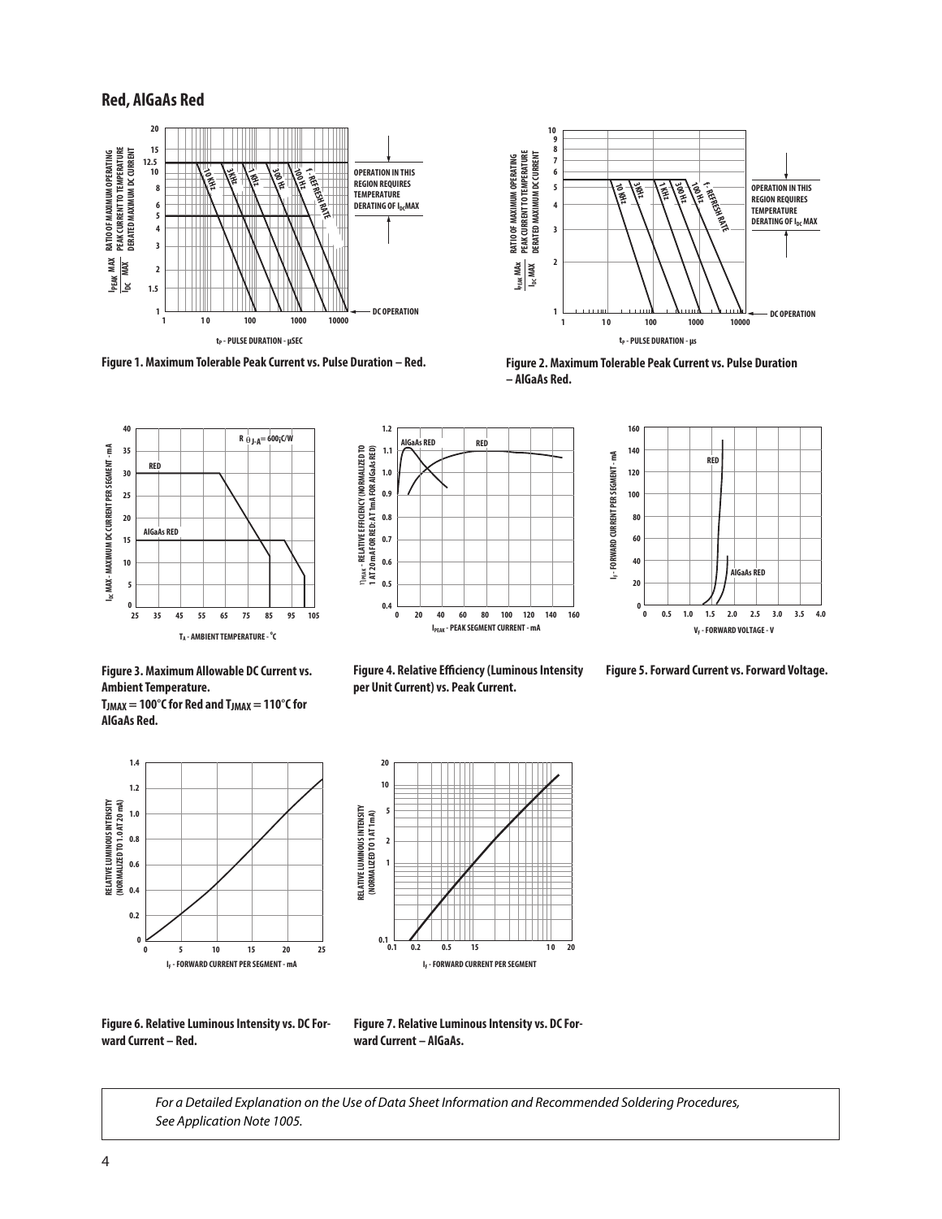## Red, AlGaAs Red

Figure 1. Maximum Tolerable Peak Current vs. Pulse Duration – Red.

Figure 2. Maximum Tolerable Peak Current vs. Pulse Duration – AlGaAs Red.

Figure 3. Maximum Allowable DC Current vs. Ambient Temperature. $T_{JMAX} = 100°C$ for Red and $T_{JMAX} = 110°C$ for AlGaAs Red.

Figure 4. Relative Efficiency (Luminous Intensity per Unit Current) vs. Peak Current.

Figure 5. Forward Current vs. Forward Voltage.

Figure 6. Relative Luminous Intensity vs. DC Forward Current – Red.

Figure 7. Relative Luminous Intensity vs. DC Forward Current – AlGaAs.

*For a Detailed Explanation on the Use of Data Sheet Information and Recommended Soldering Procedures, See Application Note 1005.*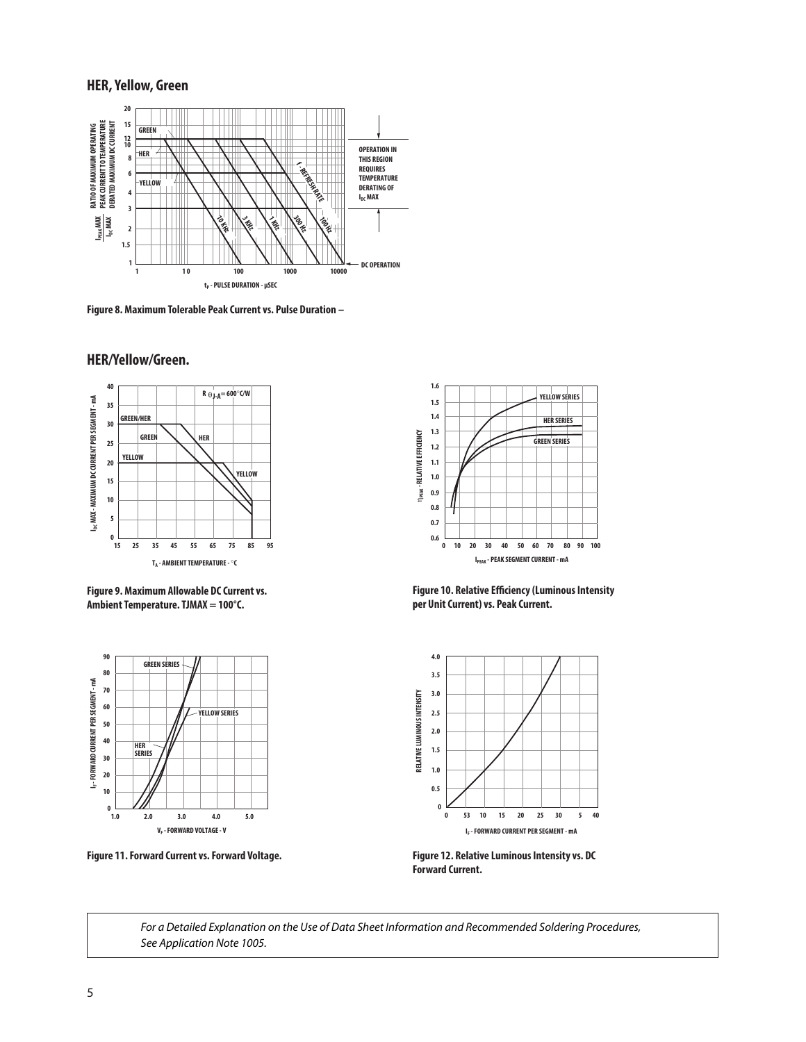## HER, Yellow, Green

Figure 8. Maximum Tolerable Peak Current vs. Pulse Duration –

## HER/Yellow/Green.

Figure 9. Maximum Allowable DC Current vs. Ambient Temperature. TJMAX = 100°C.

Figure 10. Relative Efficiency (Luminous Intensity per Unit Current) vs. Peak Current.

Figure 11. Forward Current vs. Forward Voltage.

Figure 12. Relative Luminous Intensity vs. DC Forward Current.

*For a Detailed Explanation on the Use of Data Sheet Information and Recommended Soldering Procedures, See Application Note 1005.*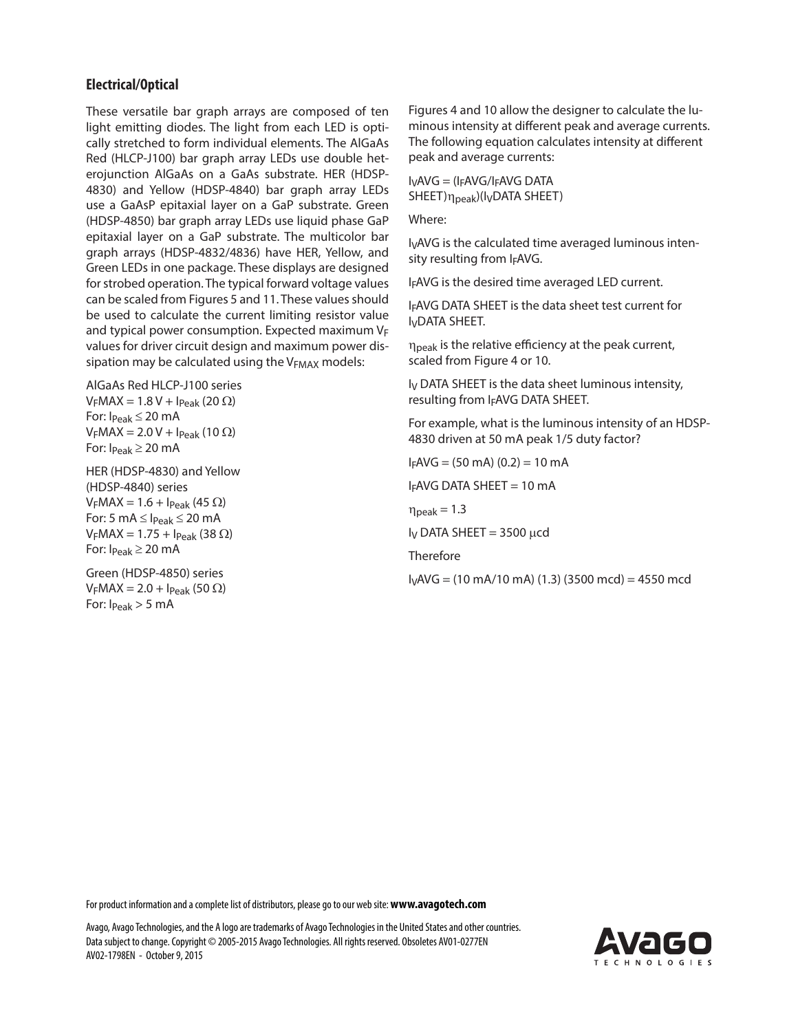## Electrical/Optical

These versatile bar graph arrays are composed of ten light emitting diodes. The light from each LED is optically stretched to form individual elements. The AlGaAs Red (HLCP-J100) bar graph array LEDs use double heterojunction AlGaAs on a GaAs substrate. HER (HDSP-4830) and Yellow (HDSP-4840) bar graph array LEDs use a GaAsP epitaxial layer on a GaP substrate. Green (HDSP-4850) bar graph array LEDs use liquid phase GaP epitaxial layer on a GaP substrate. The multicolor bar graph arrays (HDSP-4832/4836) have HER, Yellow, and Green LEDs in one package. These displays are designed for strobed operation. The typical forward voltage values can be scaled from Figures 5 and 11. These values should be used to calculate the current limiting resistor value and typical power consumption. Expected maximum $V_F$ values for driver circuit design and maximum power dissipation may be calculated using the $V_{FMAX}$ models:

AlGaAs Red HLCP-J100 series
$V_FMAX = 1.8\text{ V} + I_{Peak}\ (20\ \Omega)$
For: $I_{Peak} \leq 20$ mA
$V_FMAX = 2.0\text{ V} + I_{Peak}\ (10\ \Omega)$
For: $I_{Peak} \geq 20$ mA

HER (HDSP-4830) and Yellow (HDSP-4840) series
$V_FMAX = 1.6 + I_{Peak}\ (45\ \Omega)$
For: $5\text{ mA} \leq I_{Peak} \leq 20$ mA
$V_FMAX = 1.75 + I_{Peak}\ (38\ \Omega)$
For: $I_{Peak} \geq 20$ mA

Green (HDSP-4850) series
$V_FMAX = 2.0 + I_{Peak}\ (50\ \Omega)$
For: $I_{Peak} > 5$ mA

Figures 4 and 10 allow the designer to calculate the luminous intensity at different peak and average currents. The following equation calculates intensity at different peak and average currents:

$I_VAVG = (I_FAVG/I_FAVG\text{ DATA SHEET})\eta_{peak})(I_V\text{DATA SHEET})$

Where:

$I_VAVG$ is the calculated time averaged luminous intensity resulting from $I_FAVG$.

$I_FAVG$ is the desired time averaged LED current.

$I_FAVG$ DATA SHEET is the data sheet test current for $I_V$DATA SHEET.

$\eta_{peak}$ is the relative efficiency at the peak current, scaled from Figure 4 or 10.

$I_V$ DATA SHEET is the data sheet luminous intensity, resulting from $I_FAVG$ DATA SHEET.

For example, what is the luminous intensity of an HDSP-4830 driven at 50 mA peak 1/5 duty factor?

$I_FAVG = (50\text{ mA})\ (0.2) = 10$ mA

$I_FAVG$ DATA SHEET = 10 mA

$\eta_{peak} = 1.3$

$I_V$ DATA SHEET = 3500 μcd

Therefore

$I_VAVG = (10\text{ mA}/10\text{ mA})\ (1.3)\ (3500\text{ mcd}) = 4550$ mcd

For product information and a complete list of distributors, please go to our web site: **www.avagotech.com**

Avago, Avago Technologies, and the A logo are trademarks of Avago Technologies in the United States and other countries.
Data subject to change. Copyright © 2005-2015 Avago Technologies. All rights reserved. Obsoletes AV01-0277EN
AV02-1798EN - October 9, 2015